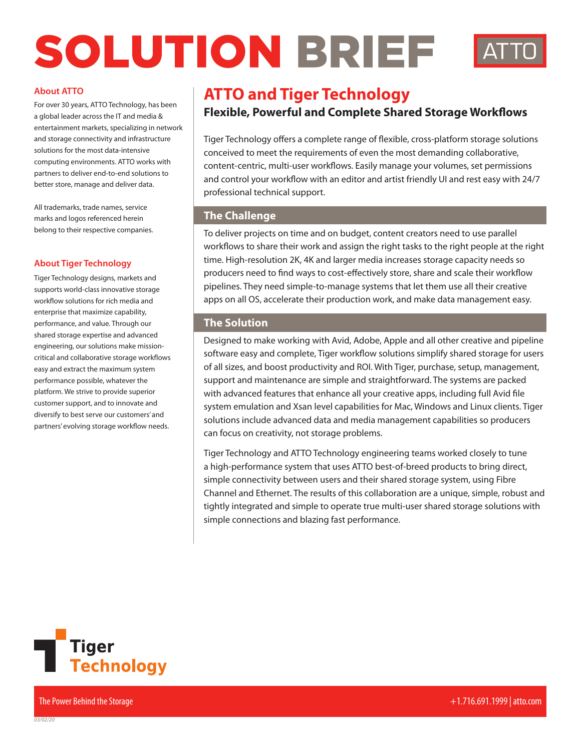# SOLUTION BRIEF

ATTO

## ATTO and Tiger Technology

### Flexible, Powerful and Complete Shared Storage Workflows

Tiger Technology offers a complete range of flexible, cross-platform storage solutions conceived to meet the requirements of even the most demanding collaborative, content-centric, multi-user workflows. Easily manage your volumes, set permissions and control your workflow with an editor and artist friendly UI and rest easy with 24/7 professional technical support.

### The Challenge

To deliver projects on time and on budget, content creators need to use parallel workflows to share their work and assign the right tasks to the right people at the right time. High-resolution 2K, 4K and larger media increases storage capacity needs so producers need to find ways to cost-effectively store, share and scale their workflow pipelines. They need simple-to-manage systems that let them use all their creative apps on all OS, accelerate their production work, and make data management easy.

### The Solution

Designed to make working with Avid, Adobe, Apple and all other creative and pipeline software easy and complete, Tiger workflow solutions simplify shared storage for users of all sizes, and boost productivity and ROI. With Tiger, purchase, setup, management, support and maintenance are simple and straightforward. The systems are packed with advanced features that enhance all your creative apps, including full Avid file system emulation and Xsan level capabilities for Mac, Windows and Linux clients. Tiger solutions include advanced data and media management capabilities so producers can focus on creativity, not storage problems.

Tiger Technology and ATTO Technology engineering teams worked closely to tune a high-performance system that uses ATTO best-of-breed products to bring direct, simple connectivity between users and their shared storage system, using Fibre Channel and Ethernet. The results of this collaboration are a unique, simple, robust and tightly integrated and simple to operate true multi-user shared storage solutions with simple connections and blazing fast performance.

#### About ATTO

For over 30 years, ATTO Technology, has been a global leader across the IT and media & entertainment markets, specializing in network and storage connectivity and infrastructure solutions for the most data-intensive computing environments. ATTO works with partners to deliver end-to-end solutions to better store, manage and deliver data.

All trademarks, trade names, service marks and logos referenced herein belong to their respective companies.

#### About Tiger Technology

Tiger Technology designs, markets and supports world-class innovative storage workflow solutions for rich media and enterprise that maximize capability, performance, and value. Through our shared storage expertise and advanced engineering, our solutions make mission-critical and collaborative storage workflows easy and extract the maximum system performance possible, whatever the platform. We strive to provide superior customer support, and to innovate and diversify to best serve our customers' and partners' evolving storage workflow needs.

Tiger Technology

The Power Behind the Storage

+1.716.691.1999 | atto.com

03/02/20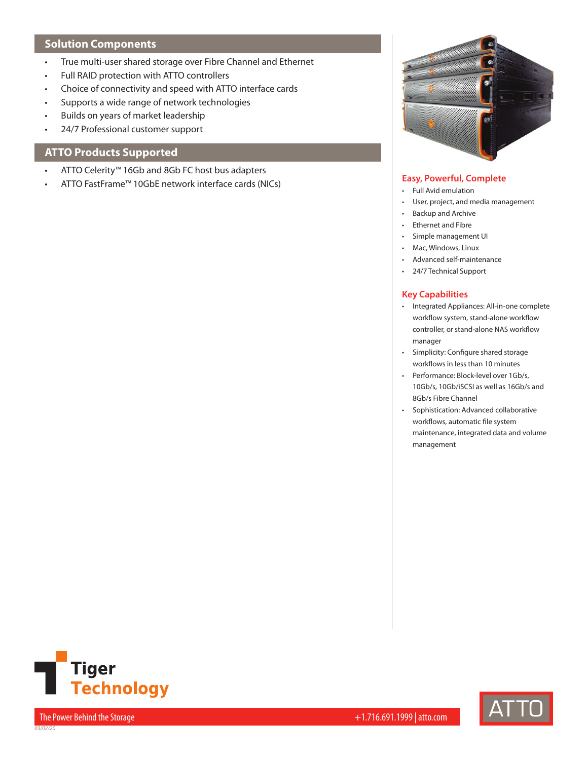## Solution Components

- True multi-user shared storage over Fibre Channel and Ethernet
- Full RAID protection with ATTO controllers
- Choice of connectivity and speed with ATTO interface cards
- Supports a wide range of network technologies
- Builds on years of market leadership
- 24/7 Professional customer support

## ATTO Products Supported

- ATTO Celerity™ 16Gb and 8Gb FC host bus adapters
- ATTO FastFrame™ 10GbE network interface cards (NICs)

### Easy, Powerful, Complete

- Full Avid emulation
- User, project, and media management
- Backup and Archive
- Ethernet and Fibre
- Simple management UI
- Mac, Windows, Linux
- Advanced self-maintenance
- 24/7 Technical Support

### Key Capabilities

- Integrated Appliances: All-in-one complete workflow system, stand-alone workflow controller, or stand-alone NAS workflow manager
- Simplicity: Configure shared storage workflows in less than 10 minutes
- Performance: Block-level over 1Gb/s, 10Gb/s, 10Gb/iSCSI as well as 16Gb/s and 8Gb/s Fibre Channel
- Sophistication: Advanced collaborative workflows, automatic file system maintenance, integrated data and volume management

Tiger Technology

The Power Behind the Storage

+1.716.691.1999 | atto.com

ATTO

03/02/20